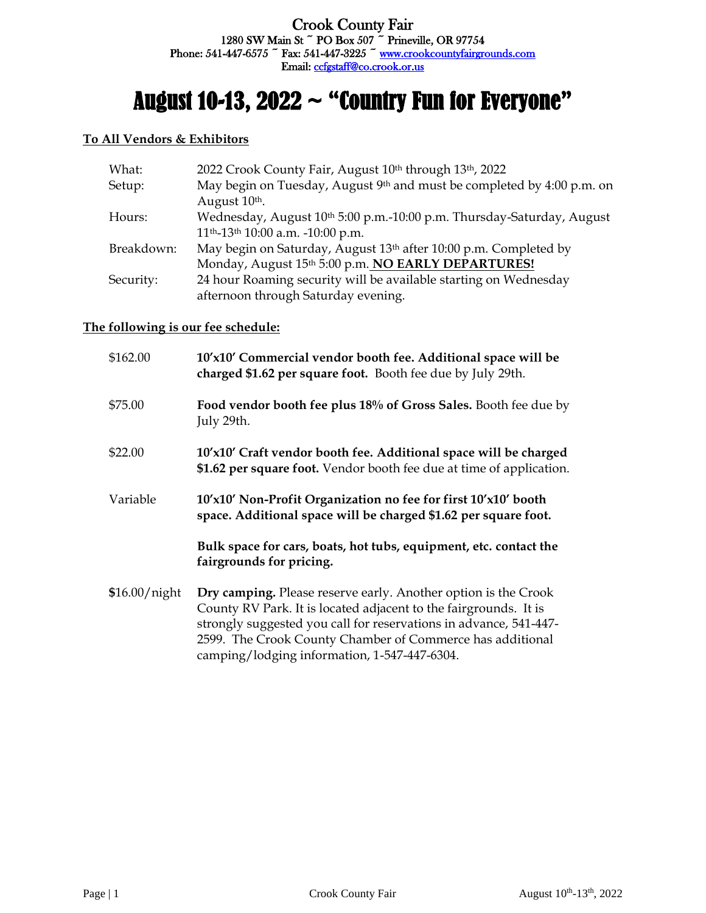Crook County Fair
1280 SW Main St ~ PO Box 507 ~ Prineville, OR 97754
Phone: 541-447-6575 ~ Fax: 541-447-3225 ~ www.crookcountyfairgrounds.com
Email: ccfgstaff@co.crook.or.us

# August 10-13, 2022 ~ "Country Fun for Everyone"

**To All Vendors & Exhibitors**

| | |
|---|---|
| What: | 2022 Crook County Fair, August 10th through 13th, 2022 |
| Setup: | May begin on Tuesday, August 9th and must be completed by 4:00 p.m. on August 10th. |
| Hours: | Wednesday, August 10th 5:00 p.m.-10:00 p.m. Thursday-Saturday, August 11th-13th 10:00 a.m. -10:00 p.m. |
| Breakdown: | May begin on Saturday, August 13th after 10:00 p.m. Completed by Monday, August 15th 5:00 p.m. **NO EARLY DEPARTURES!** |
| Security: | 24 hour Roaming security will be available starting on Wednesday afternoon through Saturday evening. |

**The following is our fee schedule:**

| | |
|---|---|
| $162.00 | **10'x10' Commercial vendor booth fee. Additional space will be charged $1.62 per square foot.** Booth fee due by July 29th. |
| $75.00 | **Food vendor booth fee plus 18% of Gross Sales.** Booth fee due by July 29th. |
| $22.00 | **10'x10' Craft vendor booth fee. Additional space will be charged $1.62 per square foot.** Vendor booth fee due at time of application. |
| Variable | **10'x10' Non-Profit Organization no fee for first 10'x10' booth space. Additional space will be charged $1.62 per square foot.** |
| | **Bulk space for cars, boats, hot tubs, equipment, etc. contact the fairgrounds for pricing.** |
| $16.00/night | **Dry camping.** Please reserve early. Another option is the Crook County RV Park. It is located adjacent to the fairgrounds. It is strongly suggested you call for reservations in advance, 541-447-2599. The Crook County Chamber of Commerce has additional camping/lodging information, 1-547-447-6304. |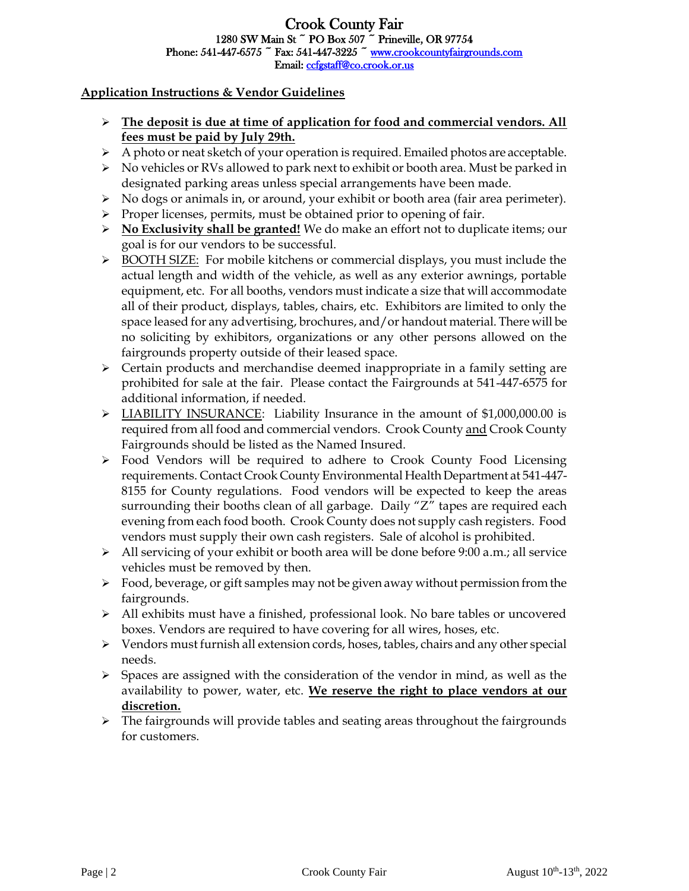# Crook County Fair

1280 SW Main St ~ PO Box 507 ~ Prineville, OR 97754
Phone: 541-447-6575 ~ Fax: 541-447-3225 ~ www.crookcountyfairgrounds.com
Email: ccfgstaff@co.crook.or.us

## Application Instructions & Vendor Guidelines

- **The deposit is due at time of application for food and commercial vendors. All fees must be paid by July 29th.**
- A photo or neat sketch of your operation is required. Emailed photos are acceptable.
- No vehicles or RVs allowed to park next to exhibit or booth area. Must be parked in designated parking areas unless special arrangements have been made.
- No dogs or animals in, or around, your exhibit or booth area (fair area perimeter).
- Proper licenses, permits, must be obtained prior to opening of fair.
- **No Exclusivity shall be granted!** We do make an effort not to duplicate items; our goal is for our vendors to be successful.
- BOOTH SIZE: For mobile kitchens or commercial displays, you must include the actual length and width of the vehicle, as well as any exterior awnings, portable equipment, etc. For all booths, vendors must indicate a size that will accommodate all of their product, displays, tables, chairs, etc. Exhibitors are limited to only the space leased for any advertising, brochures, and/or handout material. There will be no soliciting by exhibitors, organizations or any other persons allowed on the fairgrounds property outside of their leased space.
- Certain products and merchandise deemed inappropriate in a family setting are prohibited for sale at the fair. Please contact the Fairgrounds at 541-447-6575 for additional information, if needed.
- LIABILITY INSURANCE: Liability Insurance in the amount of $1,000,000.00 is required from all food and commercial vendors. Crook County and Crook County Fairgrounds should be listed as the Named Insured.
- Food Vendors will be required to adhere to Crook County Food Licensing requirements. Contact Crook County Environmental Health Department at 541-447-8155 for County regulations. Food vendors will be expected to keep the areas surrounding their booths clean of all garbage. Daily "Z" tapes are required each evening from each food booth. Crook County does not supply cash registers. Food vendors must supply their own cash registers. Sale of alcohol is prohibited.
- All servicing of your exhibit or booth area will be done before 9:00 a.m.; all service vehicles must be removed by then.
- Food, beverage, or gift samples may not be given away without permission from the fairgrounds.
- All exhibits must have a finished, professional look. No bare tables or uncovered boxes. Vendors are required to have covering for all wires, hoses, etc.
- Vendors must furnish all extension cords, hoses, tables, chairs and any other special needs.
- Spaces are assigned with the consideration of the vendor in mind, as well as the availability to power, water, etc. **We reserve the right to place vendors at our discretion.**
- The fairgrounds will provide tables and seating areas throughout the fairgrounds for customers.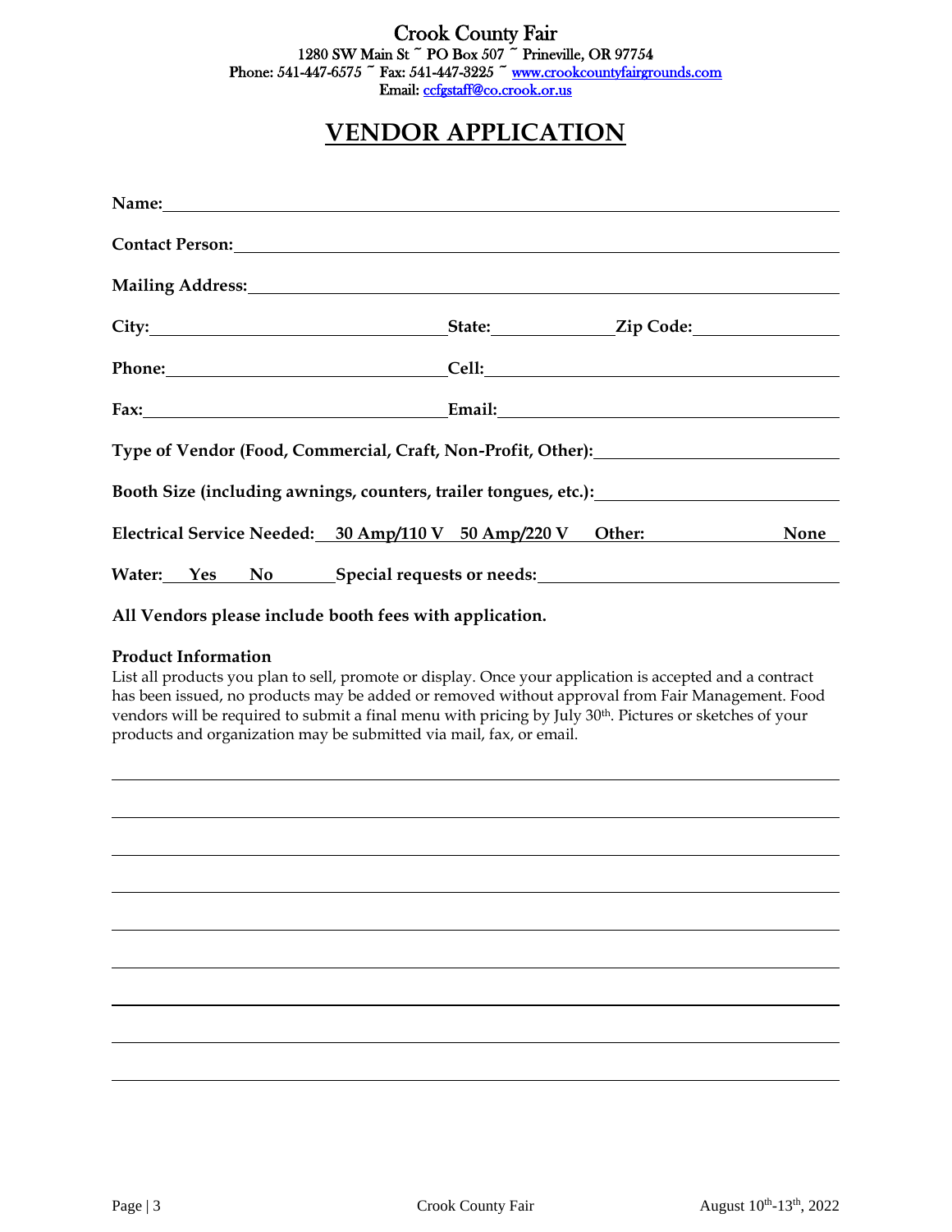Crook County Fair
1280 SW Main St ~ PO Box 507 ~ Prineville, OR 97754
Phone: 541-447-6575 ~ Fax: 541-447-3225 ~ www.crookcountyfairgrounds.com
Email: ccfgstaff@co.crook.or.us

# VENDOR APPLICATION

**Name:** ______________________________________________

**Contact Person:** ______________________________________________

**Mailing Address:** ______________________________________________

**City:** ____________________ **State:** __________ **Zip Code:** __________

**Phone:** ____________________ **Cell:** ____________________

**Fax:** ____________________ **Email:** ____________________

**Type of Vendor (Food, Commercial, Craft, Non-Profit, Other):** ____________________

**Booth Size (including awnings, counters, trailer tongues, etc.):** ____________________

**Electrical Service Needed:** __30 Amp/110 V__ __50 Amp/220 V__ __Other:__ __________ __None__

**Water:** __Yes__ __No__ **Special requests or needs:** ____________________

**All Vendors please include booth fees with application.**

**Product Information**

List all products you plan to sell, promote or display. Once your application is accepted and a contract has been issued, no products may be added or removed without approval from Fair Management. Food vendors will be required to submit a final menu with pricing by July 30th. Pictures or sketches of your products and organization may be submitted via mail, fax, or email.

______________________________________________

______________________________________________

______________________________________________

______________________________________________

______________________________________________

______________________________________________

______________________________________________

______________________________________________

______________________________________________